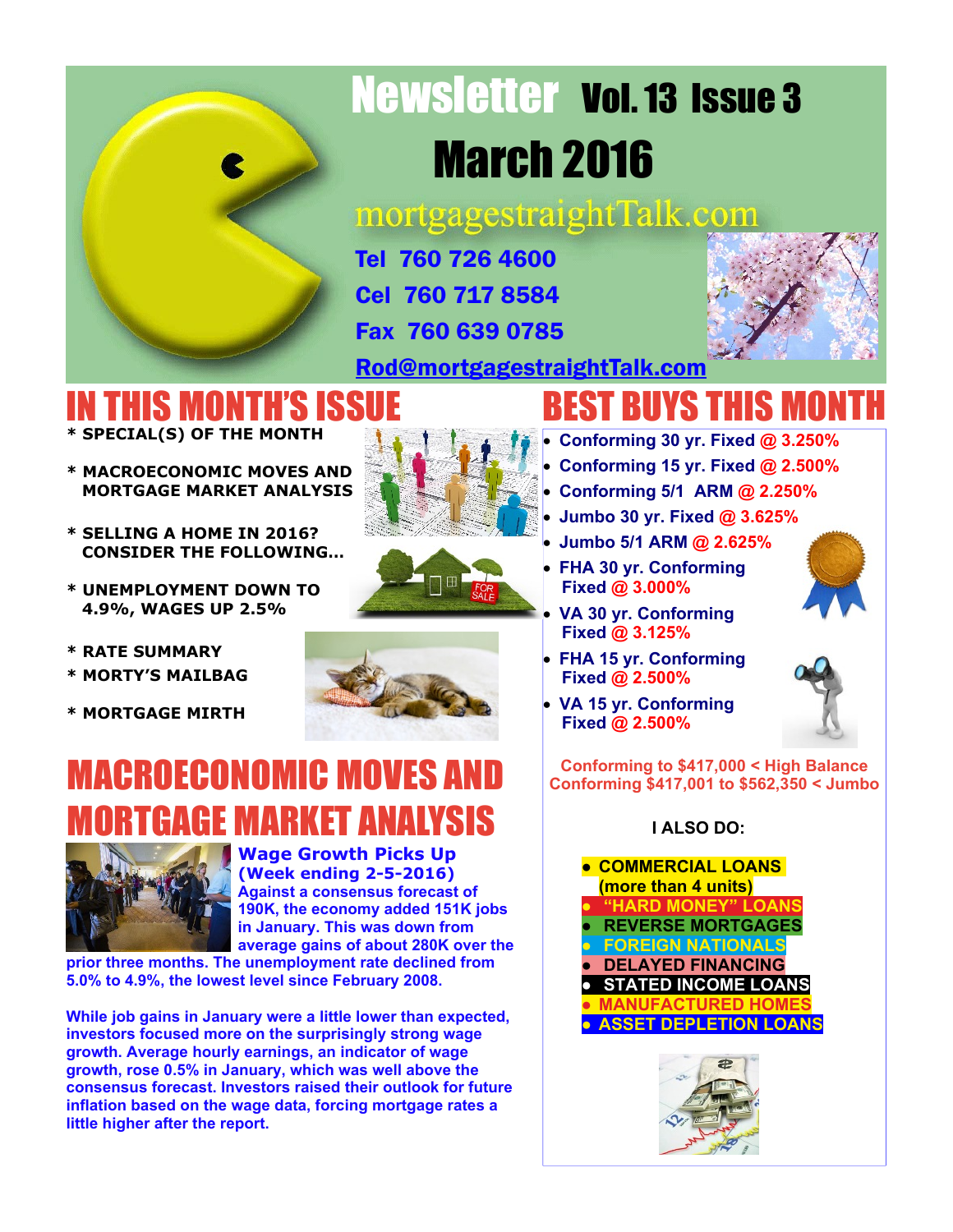# Newsletter Vol. 13 Issue 3

## March 2016

mortgagestraightTalk.com

**Tel 760 726 4600**

**Cel 760 717 8584**

**Fax 760 639 0785**

**Rod@mortgagestraightTalk.com**

# IN THIS MONTH'S ISSUE

* SPECIAL(S) OF THE MONTH
* MACROECONOMIC MOVES AND MORTGAGE MARKET ANALYSIS
* SELLING A HOME IN 2016? CONSIDER THE FOLLOWING…
* UNEMPLOYMENT DOWN TO 4.9%, WAGES UP 2.5%
* RATE SUMMARY
* MORTY'S MAILBAG
* MORTGAGE MIRTH

# MACROECONOMIC MOVES AND MORTGAGE MARKET ANALYSIS

### Wage Growth Picks Up (Week ending 2-5-2016)

**Against a consensus forecast of 190K, the economy added 151K jobs in January. This was down from average gains of about 280K over the prior three months. The unemployment rate declined from 5.0% to 4.9%, the lowest level since February 2008.**

**While job gains in January were a little lower than expected, investors focused more on the surprisingly strong wage growth. Average hourly earnings, an indicator of wage growth, rose 0.5% in January, which was well above the consensus forecast. Investors raised their outlook for future inflation based on the wage data, forcing mortgage rates a little higher after the report.**

# BEST BUYS THIS MONTH

- **Conforming 30 yr. Fixed @ 3.250%**
- **Conforming 15 yr. Fixed @ 2.500%**
- **Conforming 5/1 ARM @ 2.250%**
- **Jumbo 30 yr. Fixed @ 3.625%**
- **Jumbo 5/1 ARM @ 2.625%**
- **FHA 30 yr. Conforming Fixed @ 3.000%**
- **VA 30 yr. Conforming Fixed @ 3.125%**
- **FHA 15 yr. Conforming Fixed @ 2.500%**
- **VA 15 yr. Conforming Fixed @ 2.500%**

**Conforming to $417,000 < High Balance Conforming $417,001 to $562,350 < Jumbo**

**I ALSO DO:**

- **COMMERCIAL LOANS (more than 4 units)**
- **"HARD MONEY" LOANS**
- **REVERSE MORTGAGES**
- **FOREIGN NATIONALS**
- **DELAYED FINANCING**
- **STATED INCOME LOANS**
- **MANUFACTURED HOMES**
- **ASSET DEPLETION LOANS**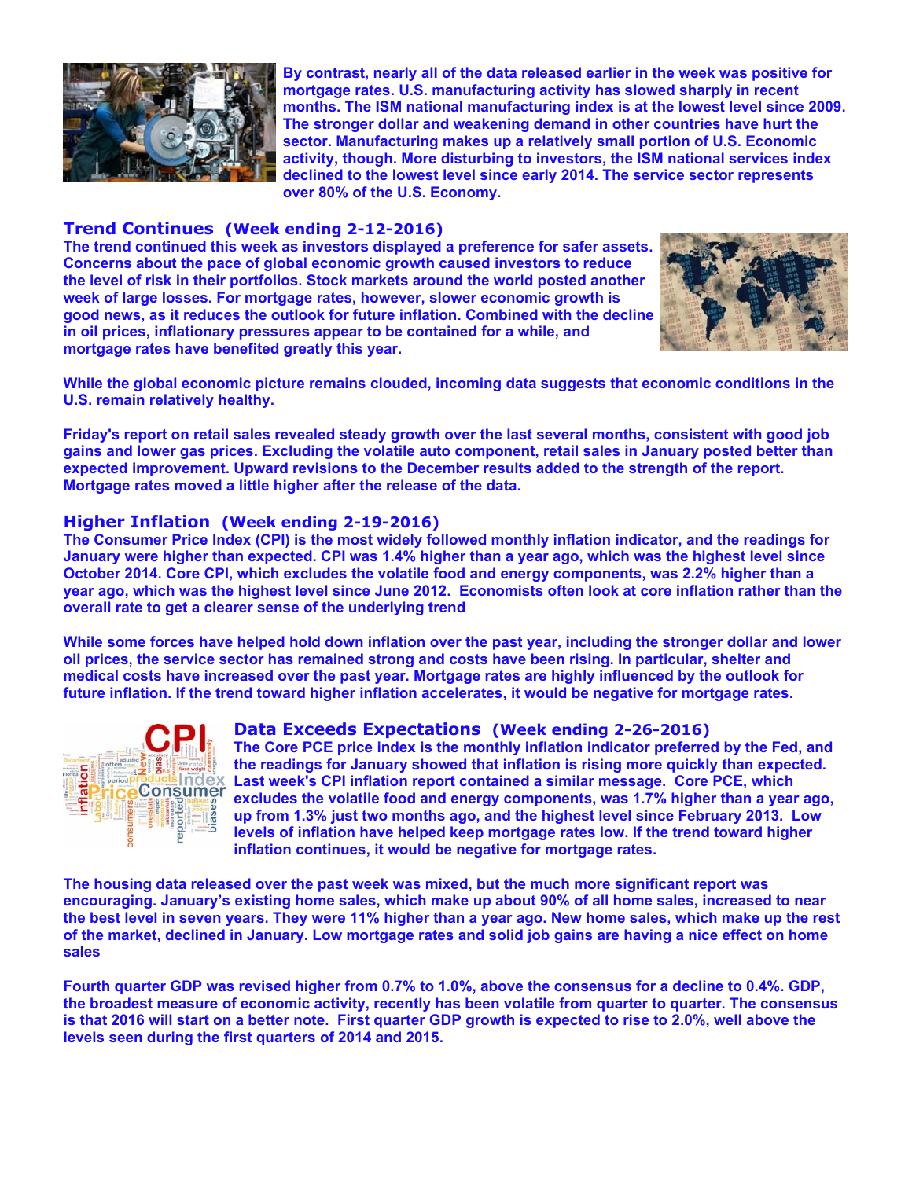**By contrast, nearly all of the data released earlier in the week was positive for mortgage rates. U.S. manufacturing activity has slowed sharply in recent months. The ISM national manufacturing index is at the lowest level since 2009. The stronger dollar and weakening demand in other countries have hurt the sector. Manufacturing makes up a relatively small portion of U.S. Economic activity, though. More disturbing to investors, the ISM national services index declined to the lowest level since early 2014. The service sector represents over 80% of the U.S. Economy.**

## Trend Continues (Week ending 2-12-2016)

**The trend continued this week as investors displayed a preference for safer assets. Concerns about the pace of global economic growth caused investors to reduce the level of risk in their portfolios. Stock markets around the world posted another week of large losses. For mortgage rates, however, slower economic growth is good news, as it reduces the outlook for future inflation. Combined with the decline in oil prices, inflationary pressures appear to be contained for a while, and mortgage rates have benefited greatly this year.**

**While the global economic picture remains clouded, incoming data suggests that economic conditions in the U.S. remain relatively healthy.**

**Friday's report on retail sales revealed steady growth over the last several months, consistent with good job gains and lower gas prices. Excluding the volatile auto component, retail sales in January posted better than expected improvement. Upward revisions to the December results added to the strength of the report. Mortgage rates moved a little higher after the release of the data.**

## Higher Inflation (Week ending 2-19-2016)

**The Consumer Price Index (CPI) is the most widely followed monthly inflation indicator, and the readings for January were higher than expected. CPI was 1.4% higher than a year ago, which was the highest level since October 2014. Core CPI, which excludes the volatile food and energy components, was 2.2% higher than a year ago, which was the highest level since June 2012. Economists often look at core inflation rather than the overall rate to get a clearer sense of the underlying trend**

**While some forces have helped hold down inflation over the past year, including the stronger dollar and lower oil prices, the service sector has remained strong and costs have been rising. In particular, shelter and medical costs have increased over the past year. Mortgage rates are highly influenced by the outlook for future inflation. If the trend toward higher inflation accelerates, it would be negative for mortgage rates.**

## Data Exceeds Expectations (Week ending 2-26-2016)

**The Core PCE price index is the monthly inflation indicator preferred by the Fed, and the readings for January showed that inflation is rising more quickly than expected. Last week's CPI inflation report contained a similar message. Core PCE, which excludes the volatile food and energy components, was 1.7% higher than a year ago, up from 1.3% just two months ago, and the highest level since February 2013. Low levels of inflation have helped keep mortgage rates low. If the trend toward higher inflation continues, it would be negative for mortgage rates.**

**The housing data released over the past week was mixed, but the much more significant report was encouraging. January's existing home sales, which make up about 90% of all home sales, increased to near the best level in seven years. They were 11% higher than a year ago. New home sales, which make up the rest of the market, declined in January. Low mortgage rates and solid job gains are having a nice effect on home sales**

**Fourth quarter GDP was revised higher from 0.7% to 1.0%, above the consensus for a decline to 0.4%. GDP, the broadest measure of economic activity, recently has been volatile from quarter to quarter. The consensus is that 2016 will start on a better note. First quarter GDP growth is expected to rise to 2.0%, well above the levels seen during the first quarters of 2014 and 2015.**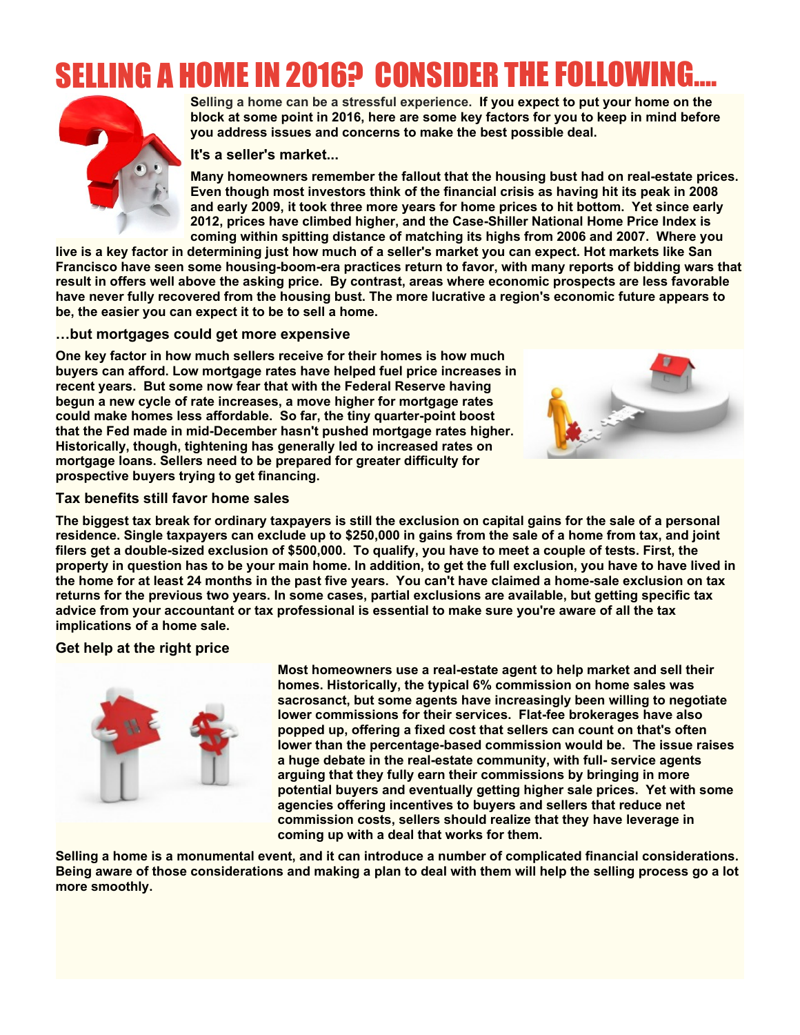# SELLING A HOME IN 2016? CONSIDER THE FOLLOWING....

**Selling a home can be a stressful experience. If you expect to put your home on the block at some point in 2016, here are some key factors for you to keep in mind before you address issues and concerns to make the best possible deal.**

### It's a seller's market...

**Many homeowners remember the fallout that the housing bust had on real-estate prices. Even though most investors think of the financial crisis as having hit its peak in 2008 and early 2009, it took three more years for home prices to hit bottom. Yet since early 2012, prices have climbed higher, and the Case-Shiller National Home Price Index is coming within spitting distance of matching its highs from 2006 and 2007. Where you live is a key factor in determining just how much of a seller's market you can expect. Hot markets like San Francisco have seen some housing-boom-era practices return to favor, with many reports of bidding wars that result in offers well above the asking price. By contrast, areas where economic prospects are less favorable have never fully recovered from the housing bust. The more lucrative a region's economic future appears to be, the easier you can expect it to be to sell a home.**

### …but mortgages could get more expensive

**One key factor in how much sellers receive for their homes is how much buyers can afford. Low mortgage rates have helped fuel price increases in recent years. But some now fear that with the Federal Reserve having begun a new cycle of rate increases, a move higher for mortgage rates could make homes less affordable. So far, the tiny quarter-point boost that the Fed made in mid-December hasn't pushed mortgage rates higher. Historically, though, tightening has generally led to increased rates on mortgage loans. Sellers need to be prepared for greater difficulty for prospective buyers trying to get financing.**

### Tax benefits still favor home sales

**The biggest tax break for ordinary taxpayers is still the exclusion on capital gains for the sale of a personal residence. Single taxpayers can exclude up to $250,000 in gains from the sale of a home from tax, and joint filers get a double-sized exclusion of $500,000. To qualify, you have to meet a couple of tests. First, the property in question has to be your main home. In addition, to get the full exclusion, you have to have lived in the home for at least 24 months in the past five years. You can't have claimed a home-sale exclusion on tax returns for the previous two years. In some cases, partial exclusions are available, but getting specific tax advice from your accountant or tax professional is essential to make sure you're aware of all the tax implications of a home sale.**

### Get help at the right price

**Most homeowners use a real-estate agent to help market and sell their homes. Historically, the typical 6% commission on home sales was sacrosanct, but some agents have increasingly been willing to negotiate lower commissions for their services. Flat-fee brokerages have also popped up, offering a fixed cost that sellers can count on that's often lower than the percentage-based commission would be. The issue raises a huge debate in the real-estate community, with full- service agents arguing that they fully earn their commissions by bringing in more potential buyers and eventually getting higher sale prices. Yet with some agencies offering incentives to buyers and sellers that reduce net commission costs, sellers should realize that they have leverage in coming up with a deal that works for them.**

**Selling a home is a monumental event, and it can introduce a number of complicated financial considerations. Being aware of those considerations and making a plan to deal with them will help the selling process go a lot more smoothly.**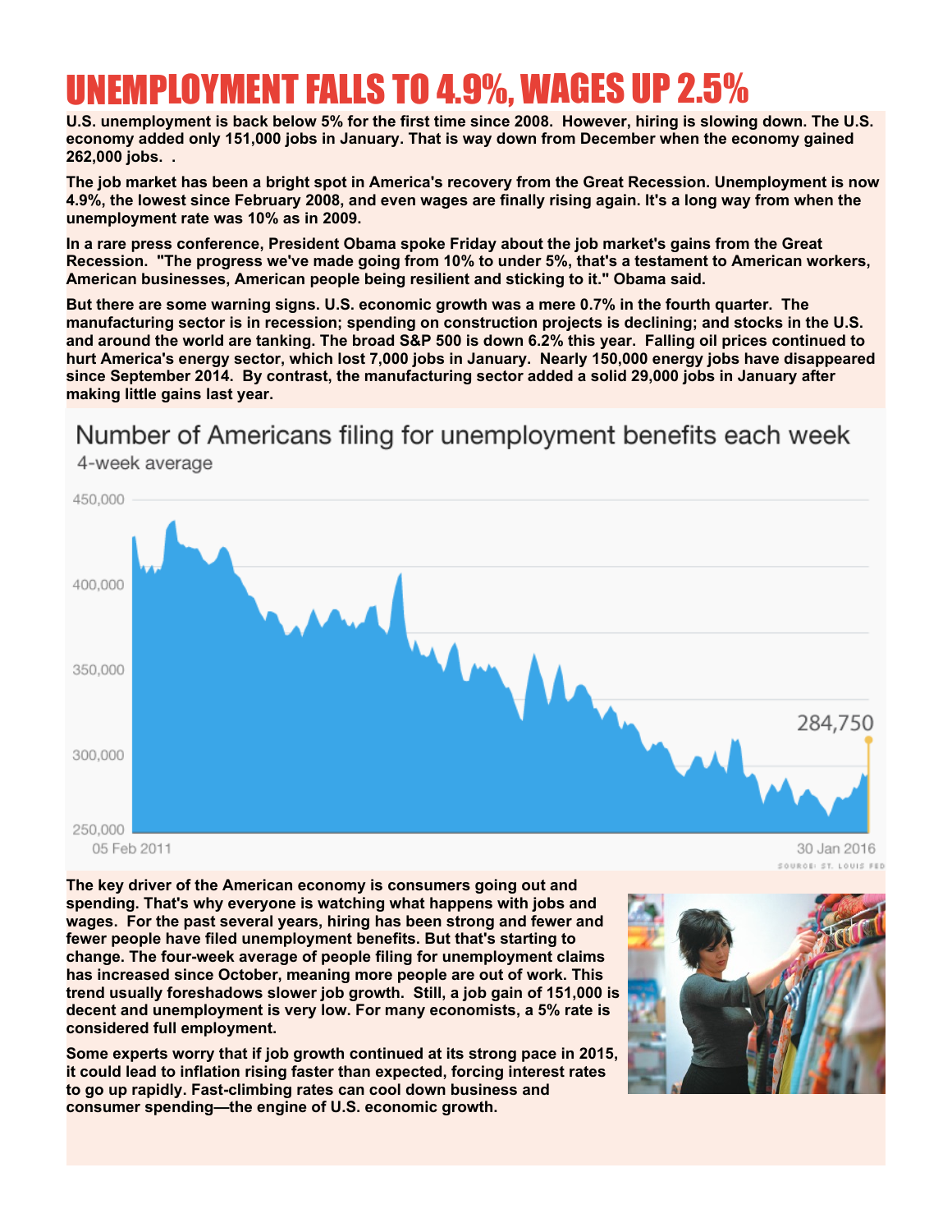# UNEMPLOYMENT FALLS TO 4.9%, WAGES UP 2.5%

**U.S. unemployment is back below 5% for the first time since 2008. However, hiring is slowing down. The U.S. economy added only 151,000 jobs in January. That is way down from December when the economy gained 262,000 jobs. .**

**The job market has been a bright spot in America's recovery from the Great Recession. Unemployment is now 4.9%, the lowest since February 2008, and even wages are finally rising again. It's a long way from when the unemployment rate was 10% as in 2009.**

**In a rare press conference, President Obama spoke Friday about the job market's gains from the Great Recession. "The progress we've made going from 10% to under 5%, that's a testament to American workers, American businesses, American people being resilient and sticking to it." Obama said.**

**But there are some warning signs. U.S. economic growth was a mere 0.7% in the fourth quarter. The manufacturing sector is in recession; spending on construction projects is declining; and stocks in the U.S. and around the world are tanking. The broad S&P 500 is down 6.2% this year. Falling oil prices continued to hurt America's energy sector, which lost 7,000 jobs in January. Nearly 150,000 energy jobs have disappeared since September 2014. By contrast, the manufacturing sector added a solid 29,000 jobs in January after making little gains last year.**

Number of Americans filing for unemployment benefits each week

4-week average

05 Feb 2011 – 30 Jan 2016: 284,750

SOURCE: ST. LOUIS FED

**The key driver of the American economy is consumers going out and spending. That's why everyone is watching what happens with jobs and wages. For the past several years, hiring has been strong and fewer and fewer people have filed unemployment benefits. But that's starting to change. The four-week average of people filing for unemployment claims has increased since October, meaning more people are out of work. This trend usually foreshadows slower job growth. Still, a job gain of 151,000 is decent and unemployment is very low. For many economists, a 5% rate is considered full employment.**

**Some experts worry that if job growth continued at its strong pace in 2015, it could lead to inflation rising faster than expected, forcing interest rates to go up rapidly. Fast-climbing rates can cool down business and consumer spending—the engine of U.S. economic growth.**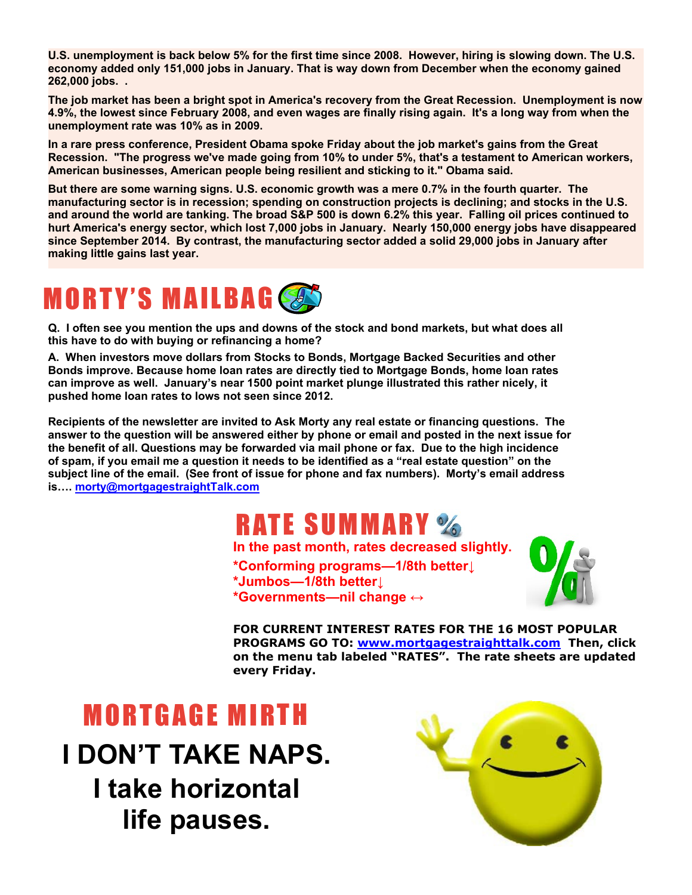**U.S. unemployment is back below 5% for the first time since 2008. However, hiring is slowing down. The U.S. economy added only 151,000 jobs in January. That is way down from December when the economy gained 262,000 jobs. .**

**The job market has been a bright spot in America's recovery from the Great Recession. Unemployment is now 4.9%, the lowest since February 2008, and even wages are finally rising again. It's a long way from when the unemployment rate was 10% as in 2009.**

**In a rare press conference, President Obama spoke Friday about the job market's gains from the Great Recession. "The progress we've made going from 10% to under 5%, that's a testament to American workers, American businesses, American people being resilient and sticking to it." Obama said.**

**But there are some warning signs. U.S. economic growth was a mere 0.7% in the fourth quarter. The manufacturing sector is in recession; spending on construction projects is declining; and stocks in the U.S. and around the world are tanking. The broad S&P 500 is down 6.2% this year. Falling oil prices continued to hurt America's energy sector, which lost 7,000 jobs in January. Nearly 150,000 energy jobs have disappeared since September 2014. By contrast, the manufacturing sector added a solid 29,000 jobs in January after making little gains last year.**

## MORTY'S MAILBAG

**Q. I often see you mention the ups and downs of the stock and bond markets, but what does all this have to do with buying or refinancing a home?**

**A. When investors move dollars from Stocks to Bonds, Mortgage Backed Securities and other Bonds improve. Because home loan rates are directly tied to Mortgage Bonds, home loan rates can improve as well. January's near 1500 point market plunge illustrated this rather nicely, it pushed home loan rates to lows not seen since 2012.**

**Recipients of the newsletter are invited to Ask Morty any real estate or financing questions. The answer to the question will be answered either by phone or email and posted in the next issue for the benefit of all. Questions may be forwarded via mail phone or fax. Due to the high incidence of spam, if you email me a question it needs to be identified as a "real estate question" on the subject line of the email. (See front of issue for phone and fax numbers). Morty's email address is.... morty@mortgagestraightTalk.com**

## RATE SUMMARY

**In the past month, rates decreased slightly.**

**\*Conforming programs—1/8th better↓**
**\*Jumbos—1/8th better↓**
**\*Governments—nil change ↔**

**FOR CURRENT INTEREST RATES FOR THE 16 MOST POPULAR PROGRAMS GO TO: www.mortgagestraighttalk.com Then, click on the menu tab labeled "RATES". The rate sheets are updated every Friday.**

## MORTGAGE MIRTH

**I DON'T TAKE NAPS.**
**I take horizontal life pauses.**